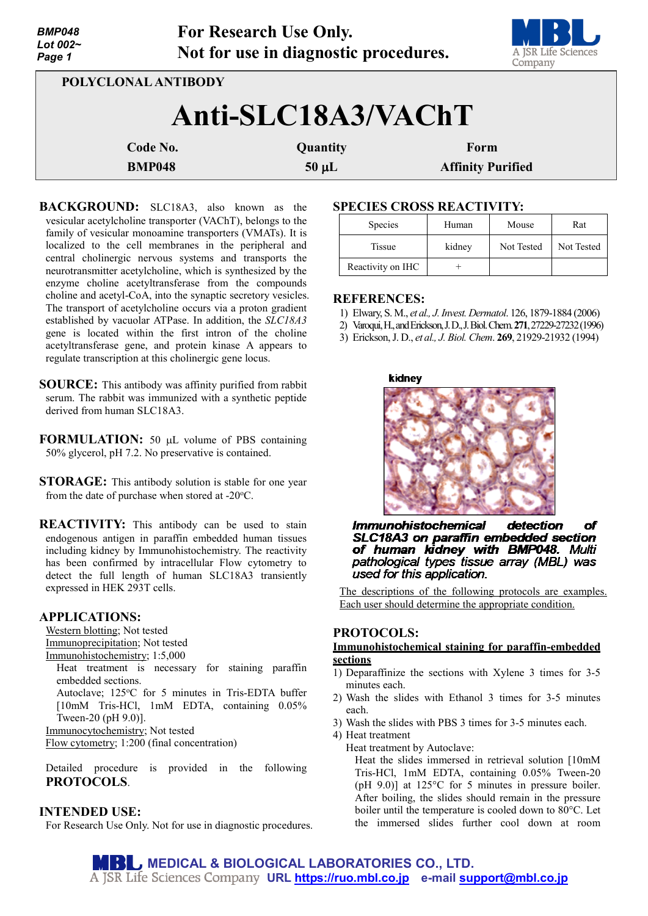For Research Use Only.
Not for use in diagnostic procedures.

POLYCLONAL ANTIBODY

# Anti-SLC18A3/VAChT

| Code No. | Quantity | Form |
|---|---|---|
| BMP048 | 50 μL | Affinity Purified |

**BACKGROUND:** SLC18A3, also known as the vesicular acetylcholine transporter (VAChT), belongs to the family of vesicular monoamine transporters (VMATs). It is localized to the cell membranes in the peripheral and central cholinergic nervous systems and transports the neurotransmitter acetylcholine, which is synthesized by the enzyme choline acetyltransferase from the compounds choline and acetyl-CoA, into the synaptic secretory vesicles. The transport of acetylcholine occurs via a proton gradient established by vacuolar ATPase. In addition, the *SLC18A3* gene is located within the first intron of the choline acetyltransferase gene, and protein kinase A appears to regulate transcription at this cholinergic gene locus.

**SOURCE:** This antibody was affinity purified from rabbit serum. The rabbit was immunized with a synthetic peptide derived from human SLC18A3.

**FORMULATION:** 50 μL volume of PBS containing 50% glycerol, pH 7.2. No preservative is contained.

**STORAGE:** This antibody solution is stable for one year from the date of purchase when stored at -20°C.

**REACTIVITY:** This antibody can be used to stain endogenous antigen in paraffin embedded human tissues including kidney by Immunohistochemistry. The reactivity has been confirmed by intracellular Flow cytometry to detect the full length of human SLC18A3 transiently expressed in HEK 293T cells.

**APPLICATIONS:**

Western blotting; Not tested
Immunoprecipitation; Not tested
Immunohistochemistry; 1:5,000
Heat treatment is necessary for staining paraffin embedded sections.
Autoclave; 125°C for 5 minutes in Tris-EDTA buffer [10mM Tris-HCl, 1mM EDTA, containing 0.05% Tween-20 (pH 9.0)].
Immunocytochemistry; Not tested
Flow cytometry; 1:200 (final concentration)

Detailed procedure is provided in the following **PROTOCOLS**.

**INTENDED USE:**
For Research Use Only. Not for use in diagnostic procedures.

**SPECIES CROSS REACTIVITY:**

| Species | Human | Mouse | Rat |
|---|---|---|---|
| Tissue | kidney | Not Tested | Not Tested |
| Reactivity on IHC | + | | |

**REFERENCES:**
1) Elwary, S. M., *et al., J. Invest. Dermatol.* 126, 1879-1884 (2006)
2) Varoqui, H., and Erickson, J. D., J. Biol. Chem. **271**, 27229-27232 (1996)
3) Erickson, J. D., *et al., J. Biol. Chem*. **269**, 21929-21932 (1994)

kidney

*Immunohistochemical detection of SLC18A3 on paraffin embedded section of human kidney with BMP048. Multi pathological types tissue array (MBL) was used for this application.*

The descriptions of the following protocols are examples. Each user should determine the appropriate condition.

**PROTOCOLS:**

**Immunohistochemical staining for paraffin-embedded sections**

1) Deparaffinize the sections with Xylene 3 times for 3-5 minutes each.
2) Wash the slides with Ethanol 3 times for 3-5 minutes each.
3) Wash the slides with PBS 3 times for 3-5 minutes each.
4) Heat treatment
   Heat treatment by Autoclave:
   Heat the slides immersed in retrieval solution [10mM Tris-HCl, 1mM EDTA, containing 0.05% Tween-20 (pH 9.0)] at 125°C for 5 minutes in pressure boiler. After boiling, the slides should remain in the pressure boiler until the temperature is cooled down to 80°C. Let the immersed slides further cool down at room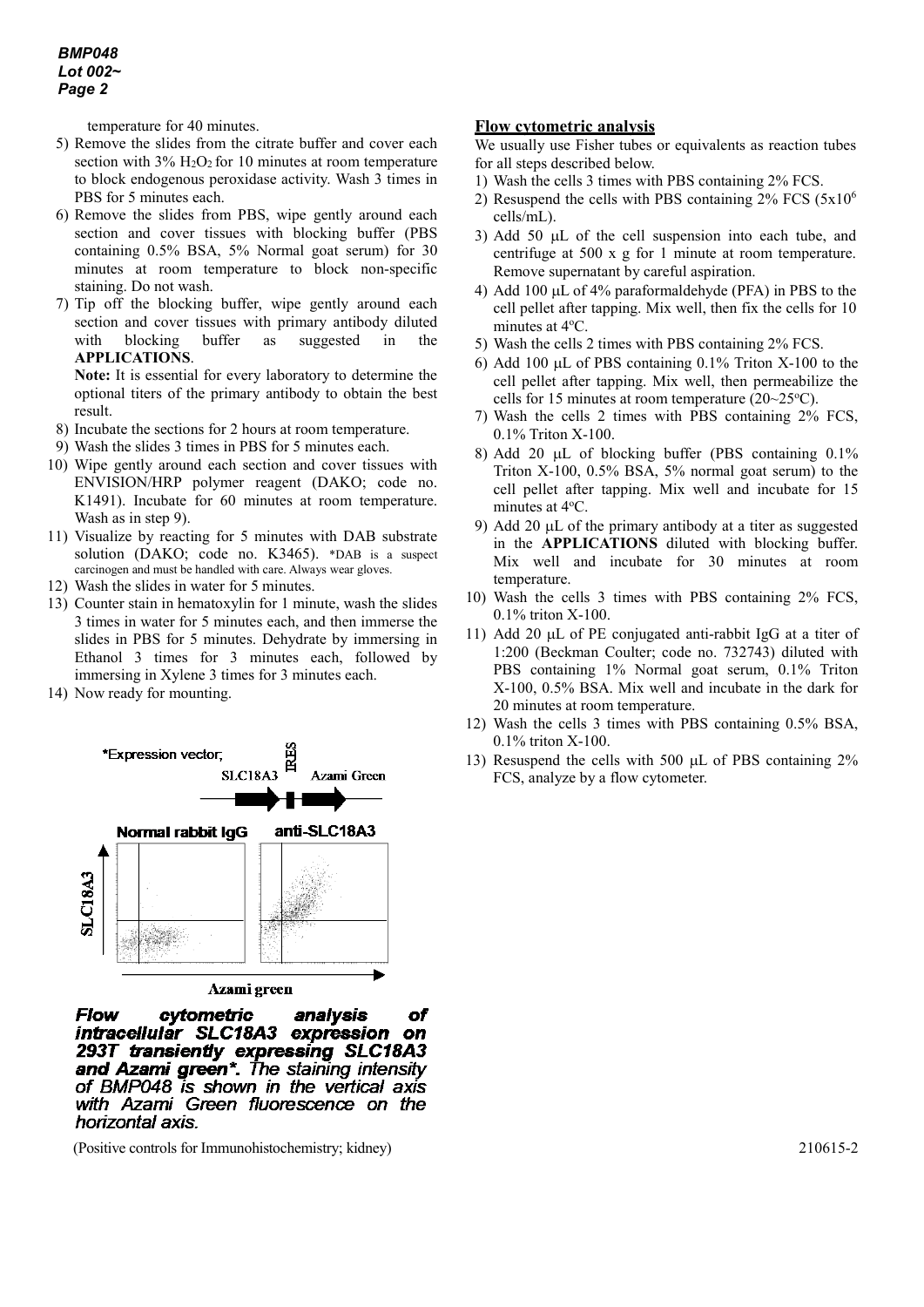temperature for 40 minutes.

5) Remove the slides from the citrate buffer and cover each section with 3% $H_2O_2$ for 10 minutes at room temperature to block endogenous peroxidase activity. Wash 3 times in PBS for 5 minutes each.
6) Remove the slides from PBS, wipe gently around each section and cover tissues with blocking buffer (PBS containing 0.5% BSA, 5% Normal goat serum) for 30 minutes at room temperature to block non-specific staining. Do not wash.
7) Tip off the blocking buffer, wipe gently around each section and cover tissues with primary antibody diluted with blocking buffer as suggested in the **APPLICATIONS**.

   **Note:** It is essential for every laboratory to determine the optional titers of the primary antibody to obtain the best result.
8) Incubate the sections for 2 hours at room temperature.
9) Wash the slides 3 times in PBS for 5 minutes each.
10) Wipe gently around each section and cover tissues with ENVISION/HRP polymer reagent (DAKO; code no. K1491). Incubate for 60 minutes at room temperature. Wash as in step 9).
11) Visualize by reacting for 5 minutes with DAB substrate solution (DAKO; code no. K3465). *DAB is a suspect carcinogen and must be handled with care. Always wear gloves.
12) Wash the slides in water for 5 minutes.
13) Counter stain in hematoxylin for 1 minute, wash the slides 3 times in water for 5 minutes each, and then immerse the slides in PBS for 5 minutes. Dehydrate by immersing in Ethanol 3 times for 3 minutes each, followed by immersing in Xylene 3 times for 3 minutes each.
14) Now ready for mounting.

*Expression vector;

SLC18A3 IRES Azami Green

Normal rabbit IgG

anti-SLC18A3

SLC18A3

Azami green

***Flow cytometric analysis of intracellular SLC18A3 expression on 293T transiently expressing SLC18A3 and Azami green\*.*** *The staining intensity of BMP048 is shown in the vertical axis with Azami Green fluorescence on the horizontal axis.*

(Positive controls for Immunohistochemistry; kidney)

## Flow cytometric analysis

We usually use Fisher tubes or equivalents as reaction tubes for all steps described below.

1) Wash the cells 3 times with PBS containing 2% FCS.
2) Resuspend the cells with PBS containing 2% FCS ($5x10^6$ cells/mL).
3) Add 50 µL of the cell suspension into each tube, and centrifuge at 500 x g for 1 minute at room temperature. Remove supernatant by careful aspiration.
4) Add 100 µL of 4% paraformaldehyde (PFA) in PBS to the cell pellet after tapping. Mix well, then fix the cells for 10 minutes at 4°C.
5) Wash the cells 2 times with PBS containing 2% FCS.
6) Add 100 µL of PBS containing 0.1% Triton X-100 to the cell pellet after tapping. Mix well, then permeabilize the cells for 15 minutes at room temperature (20~25°C).
7) Wash the cells 2 times with PBS containing 2% FCS, 0.1% Triton X-100.
8) Add 20 µL of blocking buffer (PBS containing 0.1% Triton X-100, 0.5% BSA, 5% normal goat serum) to the cell pellet after tapping. Mix well and incubate for 15 minutes at 4°C.
9) Add 20 µL of the primary antibody at a titer as suggested in the **APPLICATIONS** diluted with blocking buffer. Mix well and incubate for 30 minutes at room temperature.
10) Wash the cells 3 times with PBS containing 2% FCS, 0.1% triton X-100.
11) Add 20 µL of PE conjugated anti-rabbit IgG at a titer of 1:200 (Beckman Coulter; code no. 732743) diluted with PBS containing 1% Normal goat serum, 0.1% Triton X-100, 0.5% BSA. Mix well and incubate in the dark for 20 minutes at room temperature.
12) Wash the cells 3 times with PBS containing 0.5% BSA, 0.1% triton X-100.
13) Resuspend the cells with 500 µL of PBS containing 2% FCS, analyze by a flow cytometer.

210615-2